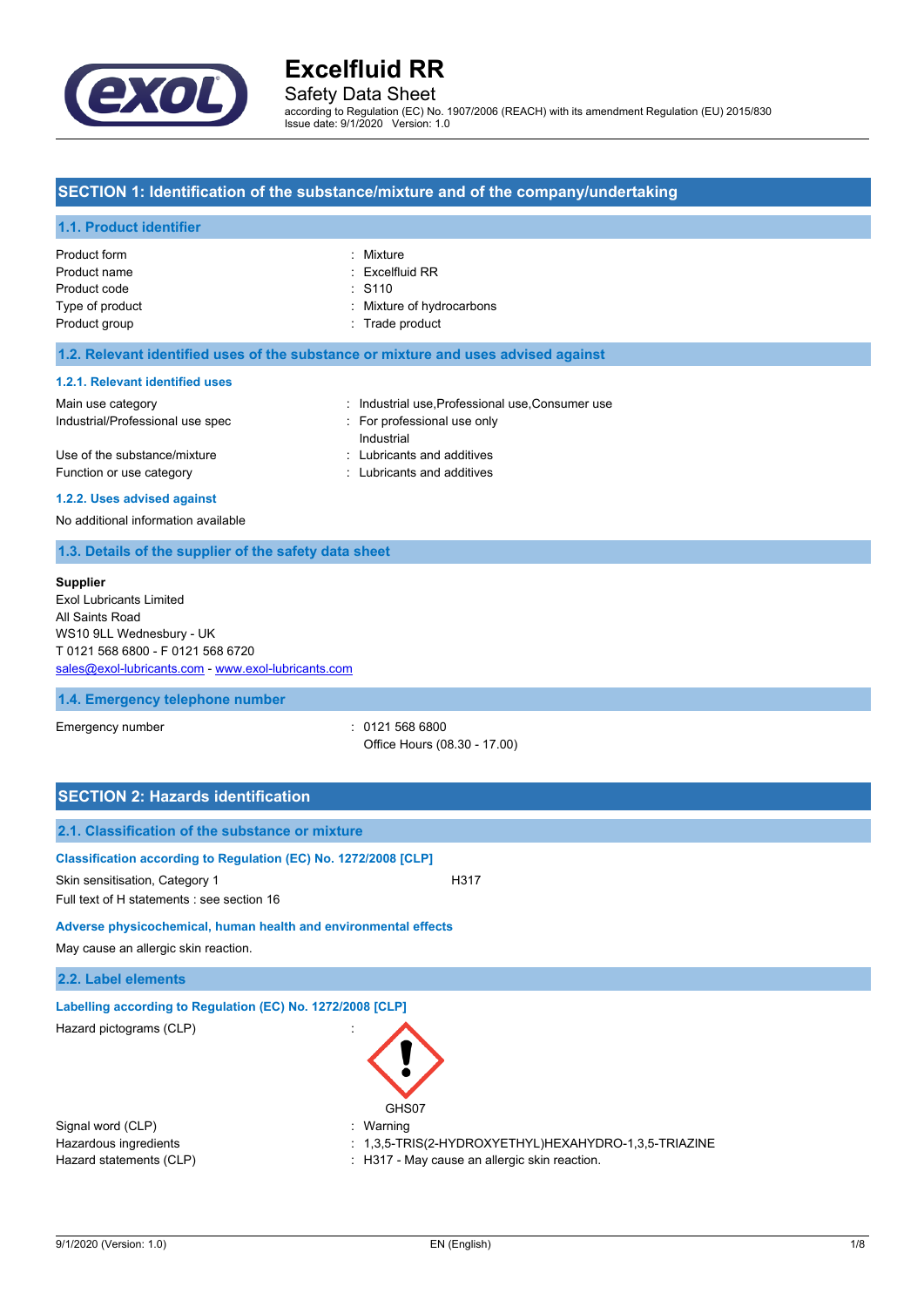# Excelfluid RR

Safety Data Sheet

according to Regulation (EC) No. 1907/2006 (REACH) with its amendment Regulation (EU) 2015/830
Issue date: 9/1/2020 Version: 1.0

## SECTION 1: Identification of the substance/mixture and of the company/undertaking

### 1.1. Product identifier

| | |
|---|---|
| Product form | : Mixture |
| Product name | : Excelfluid RR |
| Product code | : S110 |
| Type of product | : Mixture of hydrocarbons |
| Product group | : Trade product |

### 1.2. Relevant identified uses of the substance or mixture and uses advised against

#### 1.2.1. Relevant identified uses

| | |
|---|---|
| Main use category | : Industrial use,Professional use,Consumer use |
| Industrial/Professional use spec | : For professional use only<br>Industrial |
| Use of the substance/mixture | : Lubricants and additives |
| Function or use category | : Lubricants and additives |

#### 1.2.2. Uses advised against

No additional information available

### 1.3. Details of the supplier of the safety data sheet

**Supplier**
Exol Lubricants Limited
All Saints Road
WS10 9LL Wednesbury - UK
T 0121 568 6800 - F 0121 568 6720
sales@exol-lubricants.com - www.exol-lubricants.com

### 1.4. Emergency telephone number

| | |
|---|---|
| Emergency number | : 0121 568 6800<br>Office Hours (08.30 - 17.00) |

## SECTION 2: Hazards identification

### 2.1. Classification of the substance or mixture

#### Classification according to Regulation (EC) No. 1272/2008 [CLP]

Skin sensitisation, Category 1 H317

Full text of H statements : see section 16

#### Adverse physicochemical, human health and environmental effects

May cause an allergic skin reaction.

### 2.2. Label elements

#### Labelling according to Regulation (EC) No. 1272/2008 [CLP]

Hazard pictograms (CLP) :

GHS07

| | |
|---|---|
| Signal word (CLP) | : Warning |
| Hazardous ingredients | : 1,3,5-TRIS(2-HYDROXYETHYL)HEXAHYDRO-1,3,5-TRIAZINE |
| Hazard statements (CLP) | : H317 - May cause an allergic skin reaction. |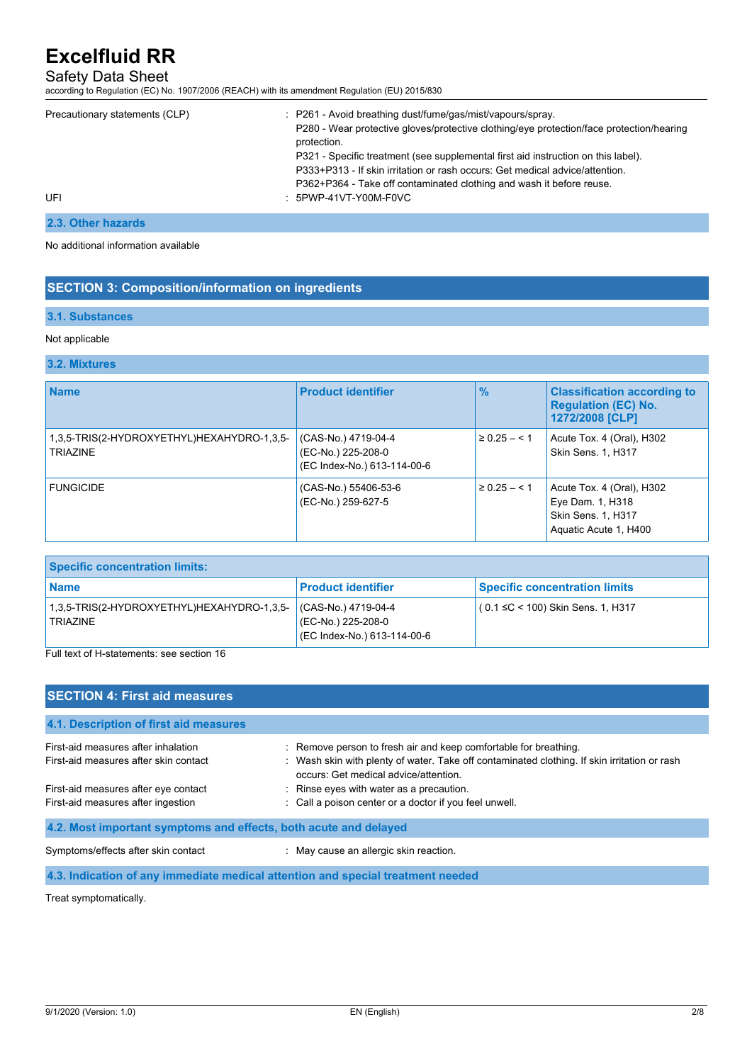| | |
|---|---|
| Precautionary statements (CLP) | : P261 - Avoid breathing dust/fume/gas/mist/vapours/spray.<br>P280 - Wear protective gloves/protective clothing/eye protection/face protection/hearing protection.<br>P321 - Specific treatment (see supplemental first aid instruction on this label).<br>P333+P313 - If skin irritation or rash occurs: Get medical advice/attention.<br>P362+P364 - Take off contaminated clothing and wash it before reuse. |
| UFI | : 5PWP-41VT-Y00M-F0VC |

### 2.3. Other hazards

No additional information available

## SECTION 3: Composition/information on ingredients

### 3.1. Substances

Not applicable

### 3.2. Mixtures

| Name | Product identifier | % | Classification according to Regulation (EC) No. 1272/2008 [CLP] |
|---|---|---|---|
| 1,3,5-TRIS(2-HYDROXYETHYL)HEXAHYDRO-1,3,5-TRIAZINE | (CAS-No.) 4719-04-4<br>(EC-No.) 225-208-0<br>(EC Index-No.) 613-114-00-6 | ≥ 0.25 – < 1 | Acute Tox. 4 (Oral), H302<br>Skin Sens. 1, H317 |
| FUNGICIDE | (CAS-No.) 55406-53-6<br>(EC-No.) 259-627-5 | ≥ 0.25 – < 1 | Acute Tox. 4 (Oral), H302<br>Eye Dam. 1, H318<br>Skin Sens. 1, H317<br>Aquatic Acute 1, H400 |

| Specific concentration limits: | | |
|---|---|---|
| **Name** | **Product identifier** | **Specific concentration limits** |
| 1,3,5-TRIS(2-HYDROXYETHYL)HEXAHYDRO-1,3,5-TRIAZINE | (CAS-No.) 4719-04-4<br>(EC-No.) 225-208-0<br>(EC Index-No.) 613-114-00-6 | ( 0.1 ≤C < 100) Skin Sens. 1, H317 |

Full text of H-statements: see section 16

## SECTION 4: First aid measures

### 4.1. Description of first aid measures

| | |
|---|---|
| First-aid measures after inhalation | : Remove person to fresh air and keep comfortable for breathing. |
| First-aid measures after skin contact | : Wash skin with plenty of water. Take off contaminated clothing. If skin irritation or rash occurs: Get medical advice/attention. |
| First-aid measures after eye contact | : Rinse eyes with water as a precaution. |
| First-aid measures after ingestion | : Call a poison center or a doctor if you feel unwell. |

### 4.2. Most important symptoms and effects, both acute and delayed

| | |
|---|---|
| Symptoms/effects after skin contact | : May cause an allergic skin reaction. |

### 4.3. Indication of any immediate medical attention and special treatment needed

Treat symptomatically.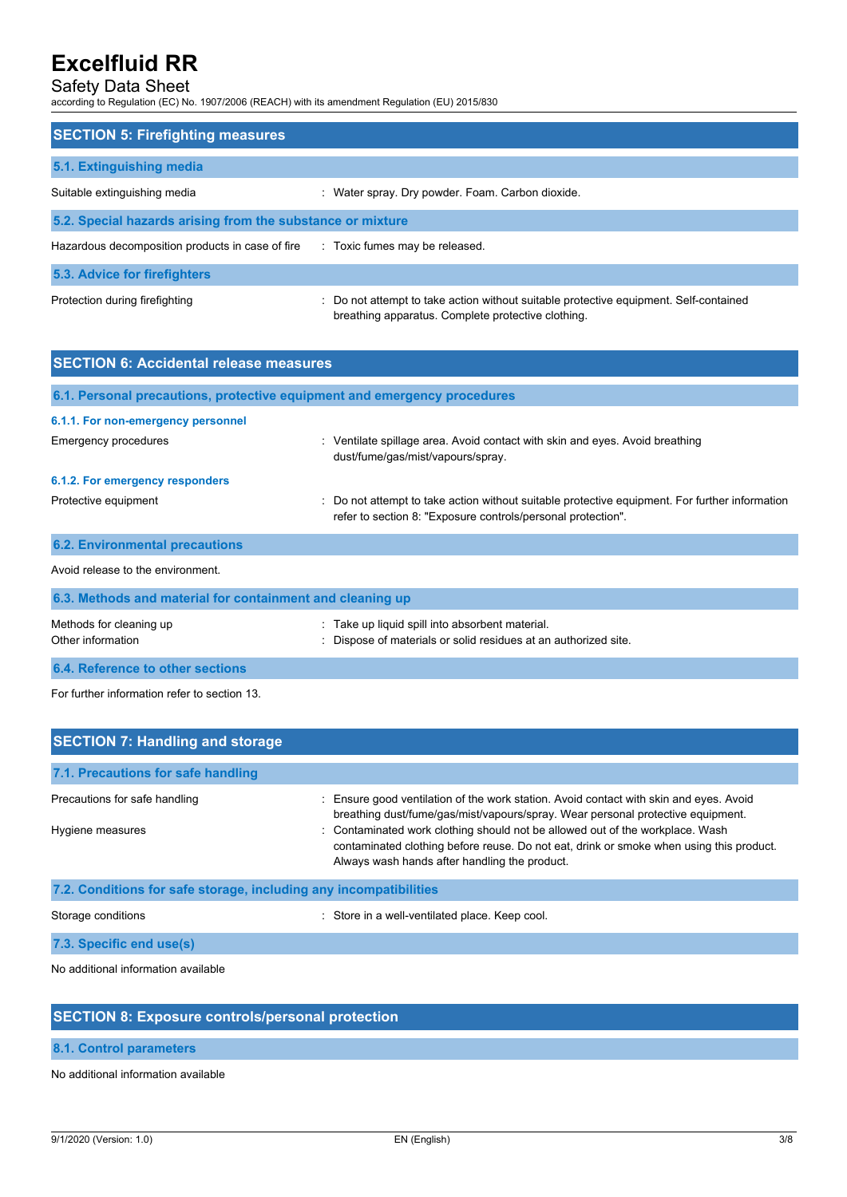## SECTION 5: Firefighting measures

### 5.1. Extinguishing media

Suitable extinguishing media : Water spray. Dry powder. Foam. Carbon dioxide.

### 5.2. Special hazards arising from the substance or mixture

Hazardous decomposition products in case of fire : Toxic fumes may be released.

### 5.3. Advice for firefighters

Protection during firefighting : Do not attempt to take action without suitable protective equipment. Self-contained breathing apparatus. Complete protective clothing.

## SECTION 6: Accidental release measures

### 6.1. Personal precautions, protective equipment and emergency procedures

#### 6.1.1. For non-emergency personnel

Emergency procedures : Ventilate spillage area. Avoid contact with skin and eyes. Avoid breathing dust/fume/gas/mist/vapours/spray.

#### 6.1.2. For emergency responders

Protective equipment : Do not attempt to take action without suitable protective equipment. For further information refer to section 8: "Exposure controls/personal protection".

### 6.2. Environmental precautions

Avoid release to the environment.

### 6.3. Methods and material for containment and cleaning up

Methods for cleaning up : Take up liquid spill into absorbent material.

Other information : Dispose of materials or solid residues at an authorized site.

### 6.4. Reference to other sections

For further information refer to section 13.

## SECTION 7: Handling and storage

### 7.1. Precautions for safe handling

Precautions for safe handling : Ensure good ventilation of the work station. Avoid contact with skin and eyes. Avoid breathing dust/fume/gas/mist/vapours/spray. Wear personal protective equipment.

Hygiene measures : Contaminated work clothing should not be allowed out of the workplace. Wash contaminated clothing before reuse. Do not eat, drink or smoke when using this product. Always wash hands after handling the product.

### 7.2. Conditions for safe storage, including any incompatibilities

Storage conditions : Store in a well-ventilated place. Keep cool.

### 7.3. Specific end use(s)

No additional information available

## SECTION 8: Exposure controls/personal protection

### 8.1. Control parameters

No additional information available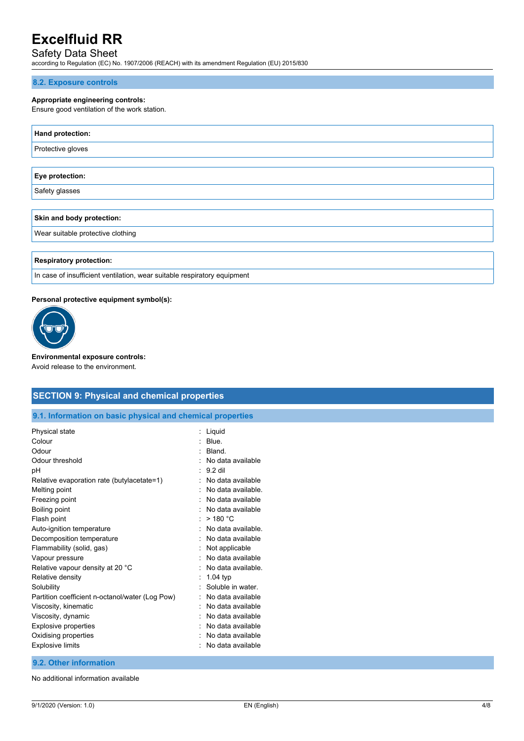### 8.2. Exposure controls

**Appropriate engineering controls:**
Ensure good ventilation of the work station.

| Hand protection: |
| --- |
| Protective gloves |

| Eye protection: |
| --- |
| Safety glasses |

| Skin and body protection: |
| --- |
| Wear suitable protective clothing |

| Respiratory protection: |
| --- |
| In case of insufficient ventilation, wear suitable respiratory equipment |

**Personal protective equipment symbol(s):**

**Environmental exposure controls:**
Avoid release to the environment.

## SECTION 9: Physical and chemical properties

### 9.1. Information on basic physical and chemical properties

| | |
| --- | --- |
| Physical state | : Liquid |
| Colour | : Blue. |
| Odour | : Bland. |
| Odour threshold | : No data available |
| pH | : 9.2 dil |
| Relative evaporation rate (butylacetate=1) | : No data available |
| Melting point | : No data available. |
| Freezing point | : No data available |
| Boiling point | : No data available |
| Flash point | : > 180 °C |
| Auto-ignition temperature | : No data available. |
| Decomposition temperature | : No data available |
| Flammability (solid, gas) | : Not applicable |
| Vapour pressure | : No data available |
| Relative vapour density at 20 °C | : No data available. |
| Relative density | : 1.04 typ |
| Solubility | : Soluble in water. |
| Partition coefficient n-octanol/water (Log Pow) | : No data available |
| Viscosity, kinematic | : No data available |
| Viscosity, dynamic | : No data available |
| Explosive properties | : No data available |
| Oxidising properties | : No data available |
| Explosive limits | : No data available |

### 9.2. Other information

No additional information available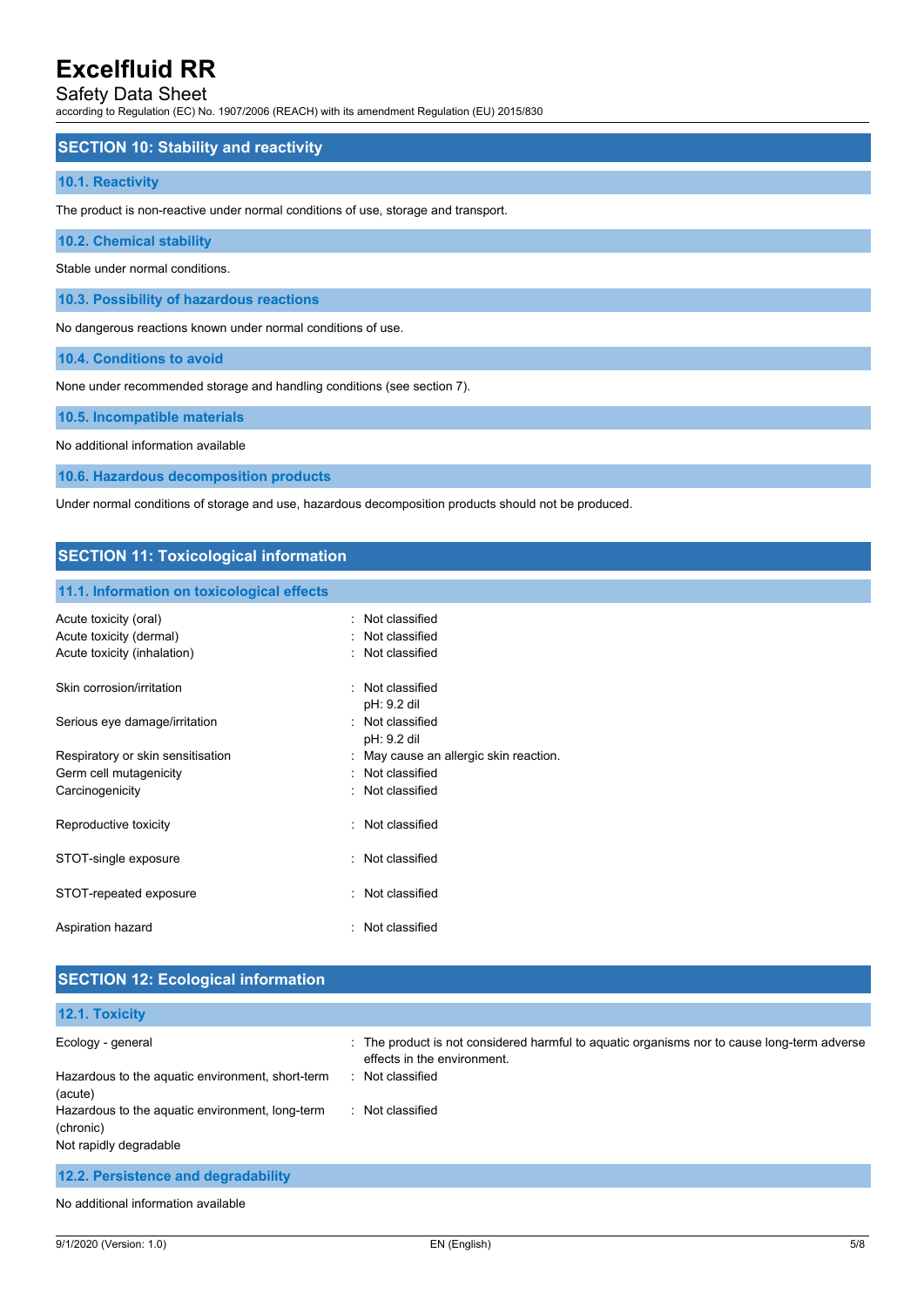## SECTION 10: Stability and reactivity

### 10.1. Reactivity

The product is non-reactive under normal conditions of use, storage and transport.

### 10.2. Chemical stability

Stable under normal conditions.

### 10.3. Possibility of hazardous reactions

No dangerous reactions known under normal conditions of use.

### 10.4. Conditions to avoid

None under recommended storage and handling conditions (see section 7).

### 10.5. Incompatible materials

No additional information available

### 10.6. Hazardous decomposition products

Under normal conditions of storage and use, hazardous decomposition products should not be produced.

## SECTION 11: Toxicological information

### 11.1. Information on toxicological effects

| | |
|---|---|
| Acute toxicity (oral) | : Not classified |
| Acute toxicity (dermal) | : Not classified |
| Acute toxicity (inhalation) | : Not classified |
| Skin corrosion/irritation | : Not classified<br>pH: 9.2 dil |
| Serious eye damage/irritation | : Not classified<br>pH: 9.2 dil |
| Respiratory or skin sensitisation | : May cause an allergic skin reaction. |
| Germ cell mutagenicity | : Not classified |
| Carcinogenicity | : Not classified |
| Reproductive toxicity | : Not classified |
| STOT-single exposure | : Not classified |
| STOT-repeated exposure | : Not classified |
| Aspiration hazard | : Not classified |

## SECTION 12: Ecological information

### 12.1. Toxicity

| | |
|---|---|
| Ecology - general | : The product is not considered harmful to aquatic organisms nor to cause long-term adverse effects in the environment. |
| Hazardous to the aquatic environment, short-term (acute) | : Not classified |
| Hazardous to the aquatic environment, long-term (chronic) | : Not classified |

Not rapidly degradable

### 12.2. Persistence and degradability

No additional information available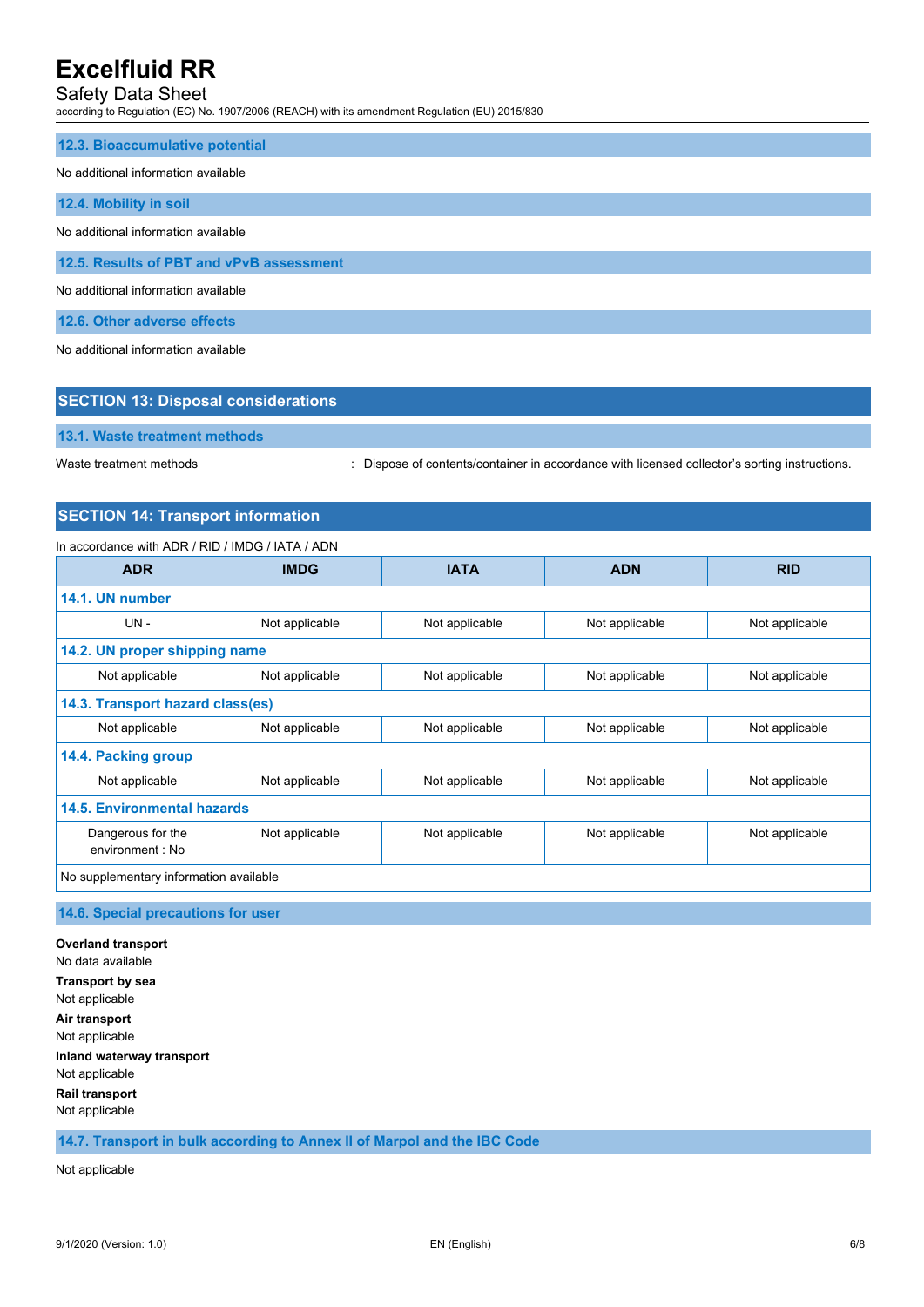### 12.3. Bioaccumulative potential

No additional information available

### 12.4. Mobility in soil

No additional information available

### 12.5. Results of PBT and vPvB assessment

No additional information available

### 12.6. Other adverse effects

No additional information available

## SECTION 13: Disposal considerations

### 13.1. Waste treatment methods

Waste treatment methods : Dispose of contents/container in accordance with licensed collector's sorting instructions.

## SECTION 14: Transport information

In accordance with ADR / RID / IMDG / IATA / ADN

| ADR | IMDG | IATA | ADN | RID |
|---|---|---|---|---|
| **14.1. UN number** | | | | |
| UN - | Not applicable | Not applicable | Not applicable | Not applicable |
| **14.2. UN proper shipping name** | | | | |
| Not applicable | Not applicable | Not applicable | Not applicable | Not applicable |
| **14.3. Transport hazard class(es)** | | | | |
| Not applicable | Not applicable | Not applicable | Not applicable | Not applicable |
| **14.4. Packing group** | | | | |
| Not applicable | Not applicable | Not applicable | Not applicable | Not applicable |
| **14.5. Environmental hazards** | | | | |
| Dangerous for the environment : No | Not applicable | Not applicable | Not applicable | Not applicable |
| No supplementary information available | | | | |

### 14.6. Special precautions for user

**Overland transport**
No data available

**Transport by sea**
Not applicable

**Air transport**
Not applicable

**Inland waterway transport**
Not applicable

**Rail transport**
Not applicable

### 14.7. Transport in bulk according to Annex II of Marpol and the IBC Code

Not applicable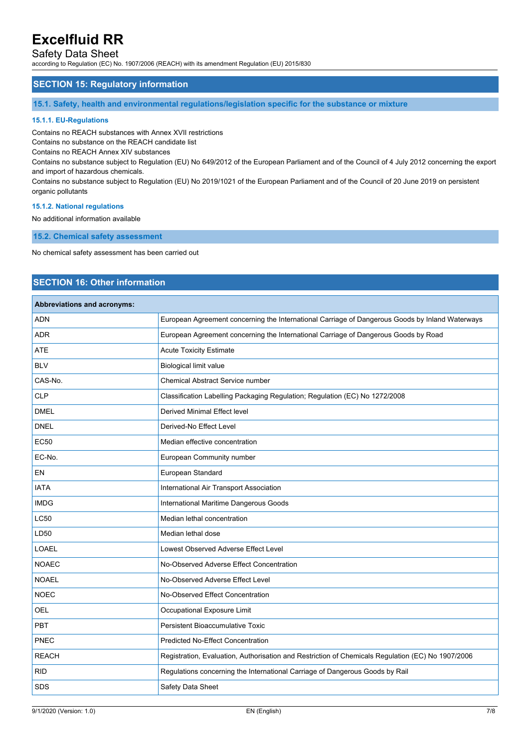## SECTION 15: Regulatory information

### 15.1. Safety, health and environmental regulations/legislation specific for the substance or mixture

#### 15.1.1. EU-Regulations

Contains no REACH substances with Annex XVII restrictions
Contains no substance on the REACH candidate list
Contains no REACH Annex XIV substances
Contains no substance subject to Regulation (EU) No 649/2012 of the European Parliament and of the Council of 4 July 2012 concerning the export and import of hazardous chemicals.
Contains no substance subject to Regulation (EU) No 2019/1021 of the European Parliament and of the Council of 20 June 2019 on persistent organic pollutants

#### 15.1.2. National regulations

No additional information available

### 15.2. Chemical safety assessment

No chemical safety assessment has been carried out

## SECTION 16: Other information

| Abbreviations and acronyms: | |
|---|---|
| ADN | European Agreement concerning the International Carriage of Dangerous Goods by Inland Waterways |
| ADR | European Agreement concerning the International Carriage of Dangerous Goods by Road |
| ATE | Acute Toxicity Estimate |
| BLV | Biological limit value |
| CAS-No. | Chemical Abstract Service number |
| CLP | Classification Labelling Packaging Regulation; Regulation (EC) No 1272/2008 |
| DMEL | Derived Minimal Effect level |
| DNEL | Derived-No Effect Level |
| EC50 | Median effective concentration |
| EC-No. | European Community number |
| EN | European Standard |
| IATA | International Air Transport Association |
| IMDG | International Maritime Dangerous Goods |
| LC50 | Median lethal concentration |
| LD50 | Median lethal dose |
| LOAEL | Lowest Observed Adverse Effect Level |
| NOAEC | No-Observed Adverse Effect Concentration |
| NOAEL | No-Observed Adverse Effect Level |
| NOEC | No-Observed Effect Concentration |
| OEL | Occupational Exposure Limit |
| PBT | Persistent Bioaccumulative Toxic |
| PNEC | Predicted No-Effect Concentration |
| REACH | Registration, Evaluation, Authorisation and Restriction of Chemicals Regulation (EC) No 1907/2006 |
| RID | Regulations concerning the International Carriage of Dangerous Goods by Rail |
| SDS | Safety Data Sheet |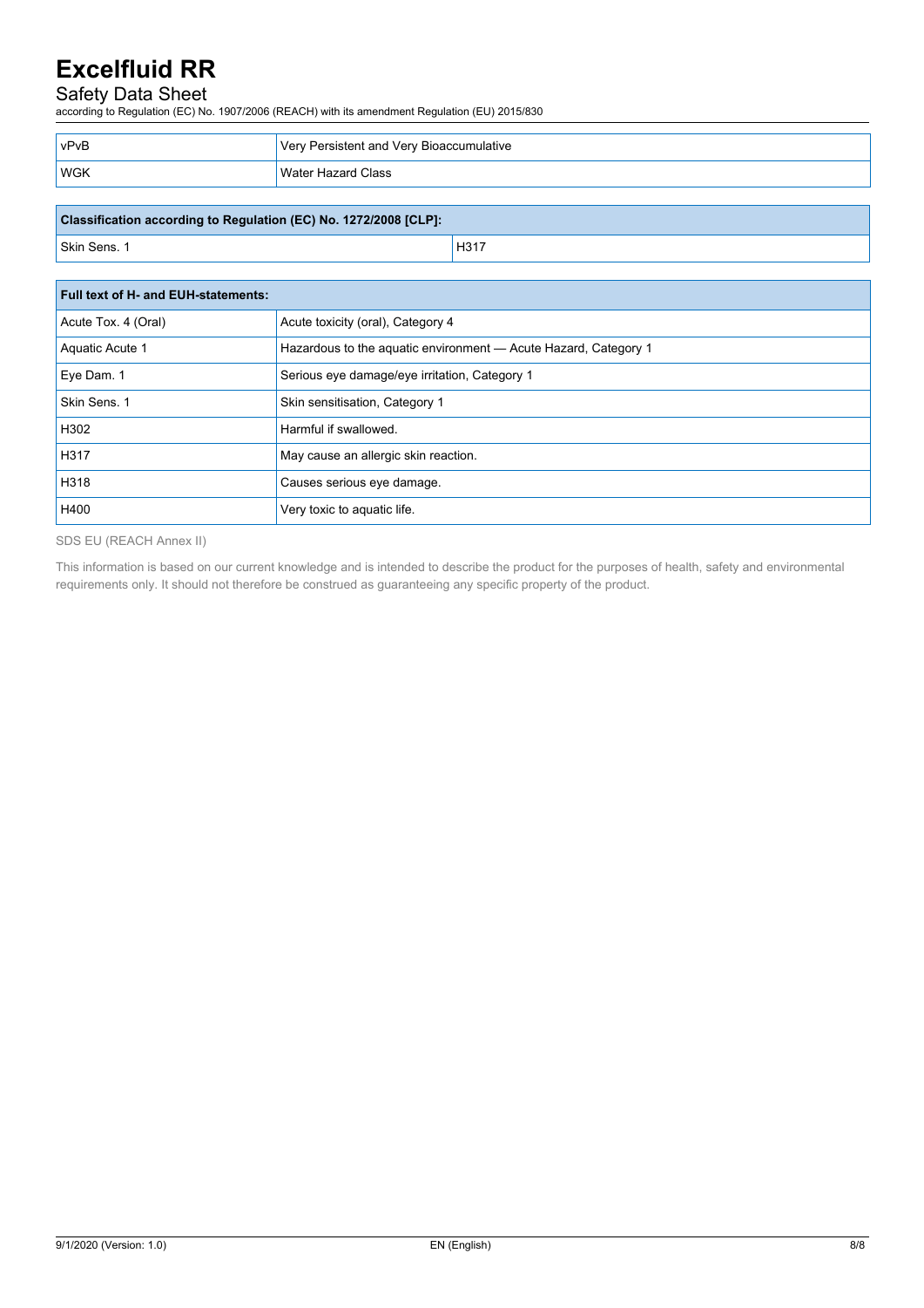| | |
|---|---|
| vPvB | Very Persistent and Very Bioaccumulative |
| WGK | Water Hazard Class |

| Classification according to Regulation (EC) No. 1272/2008 [CLP]: | |
|---|---|
| Skin Sens. 1 | H317 |

| Full text of H- and EUH-statements: | |
|---|---|
| Acute Tox. 4 (Oral) | Acute toxicity (oral), Category 4 |
| Aquatic Acute 1 | Hazardous to the aquatic environment — Acute Hazard, Category 1 |
| Eye Dam. 1 | Serious eye damage/eye irritation, Category 1 |
| Skin Sens. 1 | Skin sensitisation, Category 1 |
| H302 | Harmful if swallowed. |
| H317 | May cause an allergic skin reaction. |
| H318 | Causes serious eye damage. |
| H400 | Very toxic to aquatic life. |

SDS EU (REACH Annex II)

This information is based on our current knowledge and is intended to describe the product for the purposes of health, safety and environmental requirements only. It should not therefore be construed as guaranteeing any specific property of the product.